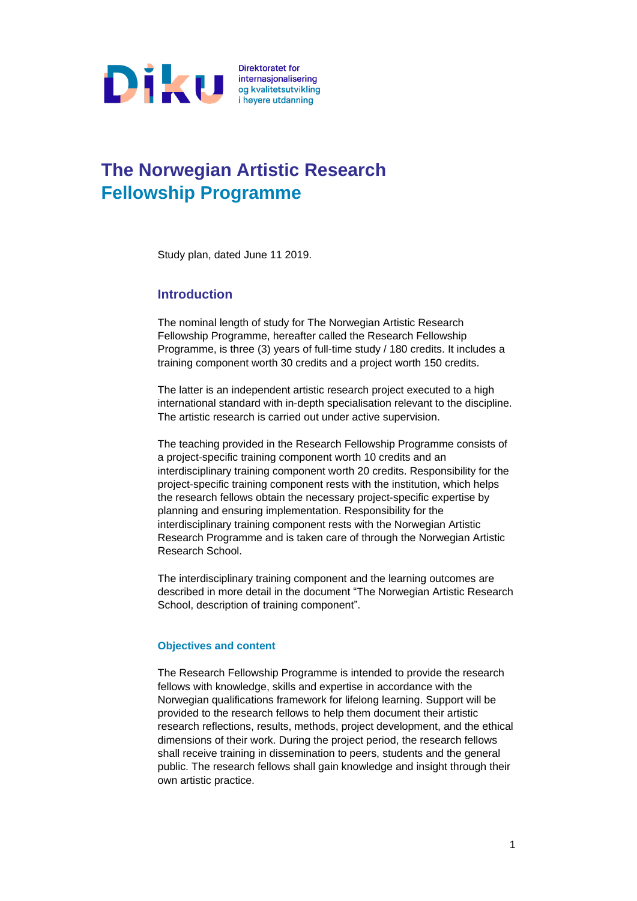Direktoratet for internasjonalisering og kvalitetsutvikling i høyere utdanning

# The Norwegian Artistic Research Fellowship Programme

Study plan, dated June 11 2019.

## Introduction

The nominal length of study for The Norwegian Artistic Research Fellowship Programme, hereafter called the Research Fellowship Programme, is three (3) years of full-time study / 180 credits. It includes a training component worth 30 credits and a project worth 150 credits.

The latter is an independent artistic research project executed to a high international standard with in-depth specialisation relevant to the discipline. The artistic research is carried out under active supervision.

The teaching provided in the Research Fellowship Programme consists of a project-specific training component worth 10 credits and an interdisciplinary training component worth 20 credits. Responsibility for the project-specific training component rests with the institution, which helps the research fellows obtain the necessary project-specific expertise by planning and ensuring implementation. Responsibility for the interdisciplinary training component rests with the Norwegian Artistic Research Programme and is taken care of through the Norwegian Artistic Research School.

The interdisciplinary training component and the learning outcomes are described in more detail in the document "The Norwegian Artistic Research School, description of training component".

### Objectives and content

The Research Fellowship Programme is intended to provide the research fellows with knowledge, skills and expertise in accordance with the Norwegian qualifications framework for lifelong learning. Support will be provided to the research fellows to help them document their artistic research reflections, results, methods, project development, and the ethical dimensions of their work. During the project period, the research fellows shall receive training in dissemination to peers, students and the general public. The research fellows shall gain knowledge and insight through their own artistic practice.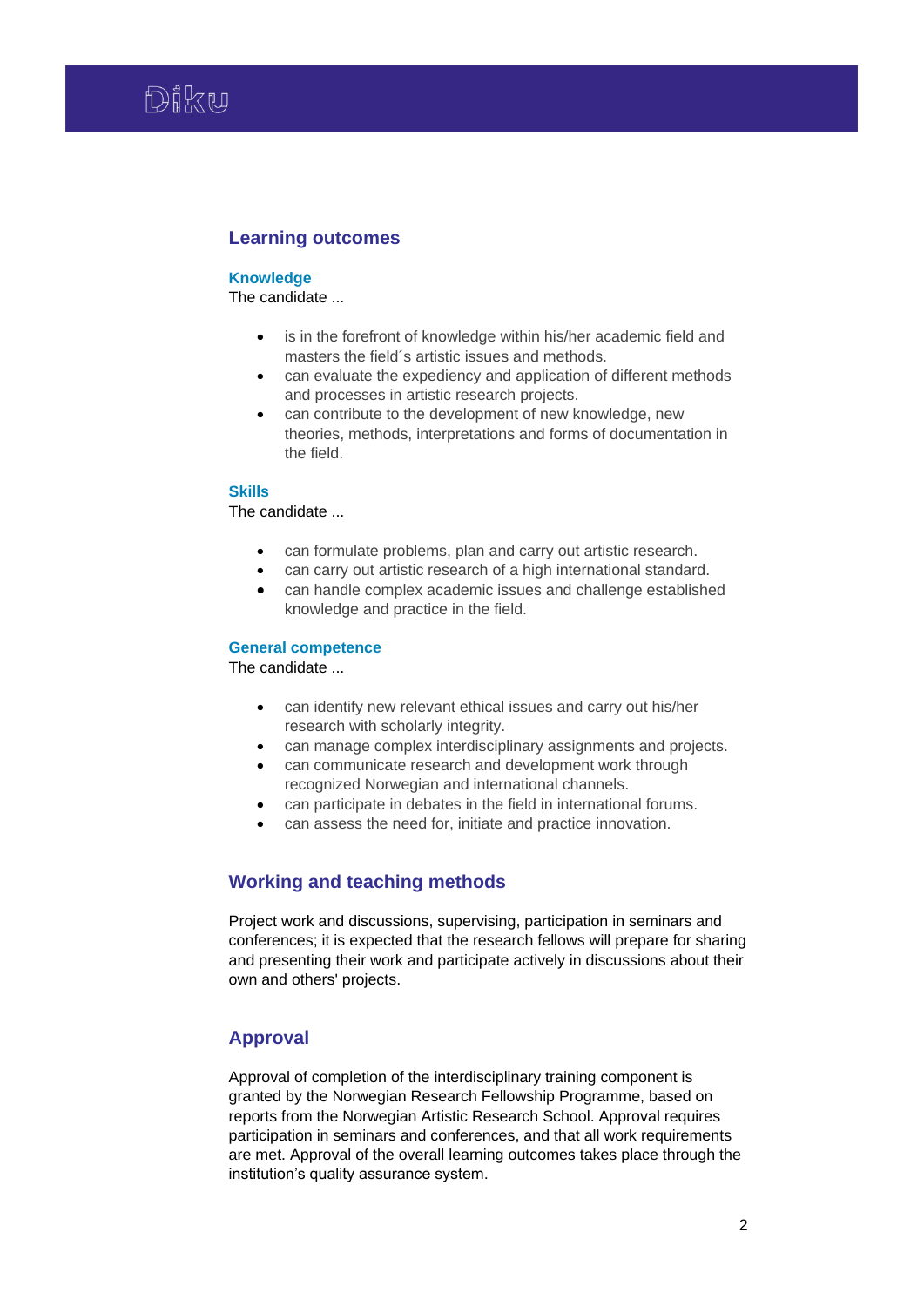## Learning outcomes

### Knowledge

The candidate ...

- is in the forefront of knowledge within his/her academic field and masters the field´s artistic issues and methods.
- can evaluate the expediency and application of different methods and processes in artistic research projects.
- can contribute to the development of new knowledge, new theories, methods, interpretations and forms of documentation in the field.

### Skills

The candidate ...

- can formulate problems, plan and carry out artistic research.
- can carry out artistic research of a high international standard.
- can handle complex academic issues and challenge established knowledge and practice in the field.

### General competence

The candidate ...

- can identify new relevant ethical issues and carry out his/her research with scholarly integrity.
- can manage complex interdisciplinary assignments and projects.
- can communicate research and development work through recognized Norwegian and international channels.
- can participate in debates in the field in international forums.
- can assess the need for, initiate and practice innovation.

## Working and teaching methods

Project work and discussions, supervising, participation in seminars and conferences; it is expected that the research fellows will prepare for sharing and presenting their work and participate actively in discussions about their own and others' projects.

## Approval

Approval of completion of the interdisciplinary training component is granted by the Norwegian Research Fellowship Programme, based on reports from the Norwegian Artistic Research School. Approval requires participation in seminars and conferences, and that all work requirements are met. Approval of the overall learning outcomes takes place through the institution's quality assurance system.